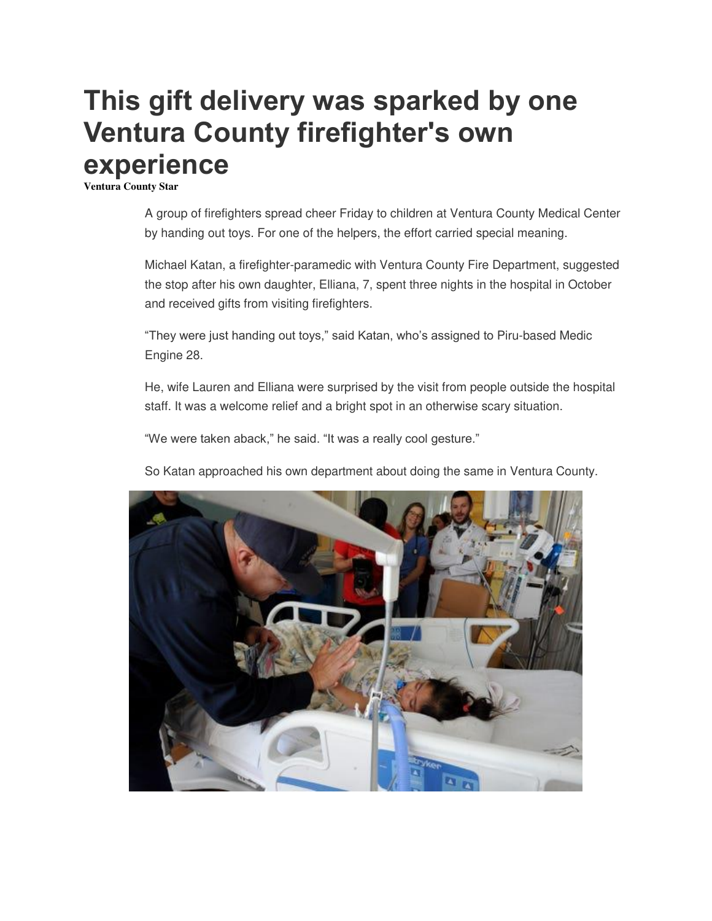# This gift delivery was sparked by one Ventura County firefighter's own experience

**Ventura County Star**

A group of firefighters spread cheer Friday to children at Ventura County Medical Center by handing out toys. For one of the helpers, the effort carried special meaning.

Michael Katan, a firefighter-paramedic with Ventura County Fire Department, suggested the stop after his own daughter, Elliana, 7, spent three nights in the hospital in October and received gifts from visiting firefighters.

"They were just handing out toys," said Katan, who's assigned to Piru-based Medic Engine 28.

He, wife Lauren and Elliana were surprised by the visit from people outside the hospital staff. It was a welcome relief and a bright spot in an otherwise scary situation.

"We were taken aback," he said. "It was a really cool gesture."

So Katan approached his own department about doing the same in Ventura County.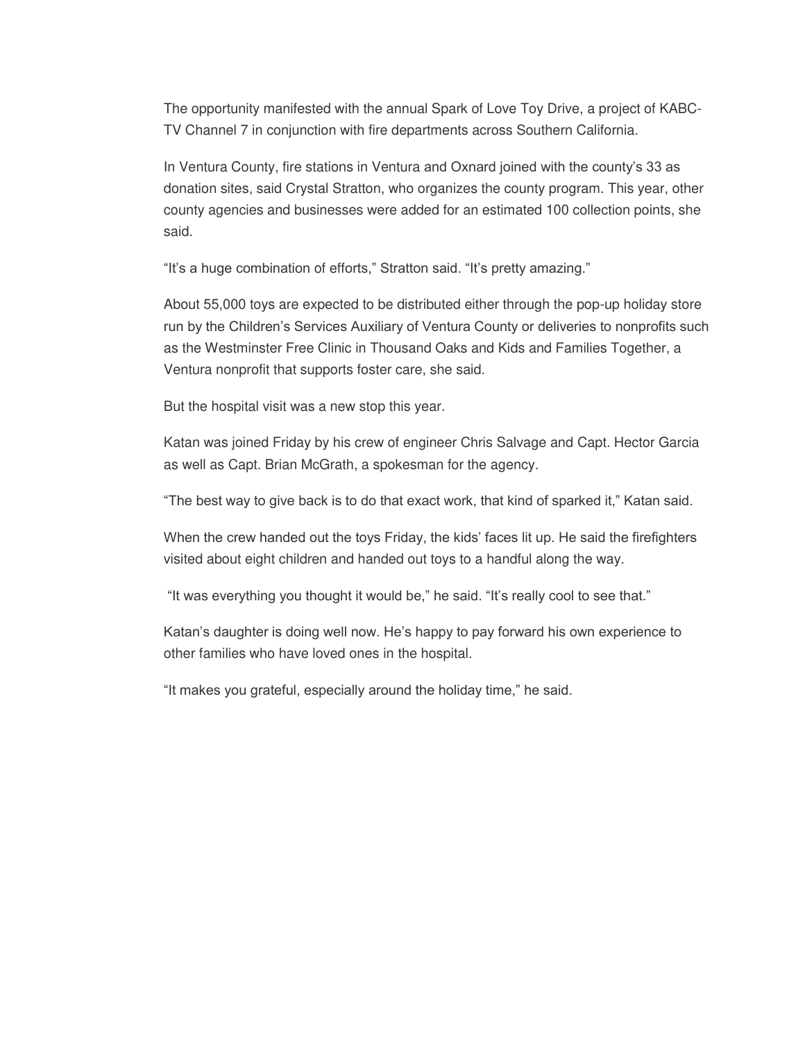The opportunity manifested with the annual Spark of Love Toy Drive, a project of KABC-TV Channel 7 in conjunction with fire departments across Southern California.

In Ventura County, fire stations in Ventura and Oxnard joined with the county's 33 as donation sites, said Crystal Stratton, who organizes the county program. This year, other county agencies and businesses were added for an estimated 100 collection points, she said.

"It's a huge combination of efforts," Stratton said. "It's pretty amazing."

About 55,000 toys are expected to be distributed either through the pop-up holiday store run by the Children's Services Auxiliary of Ventura County or deliveries to nonprofits such as the Westminster Free Clinic in Thousand Oaks and Kids and Families Together, a Ventura nonprofit that supports foster care, she said.

But the hospital visit was a new stop this year.

Katan was joined Friday by his crew of engineer Chris Salvage and Capt. Hector Garcia as well as Capt. Brian McGrath, a spokesman for the agency.

"The best way to give back is to do that exact work, that kind of sparked it," Katan said.

When the crew handed out the toys Friday, the kids' faces lit up. He said the firefighters visited about eight children and handed out toys to a handful along the way.

"It was everything you thought it would be," he said. "It's really cool to see that."

Katan's daughter is doing well now. He's happy to pay forward his own experience to other families who have loved ones in the hospital.

"It makes you grateful, especially around the holiday time," he said.